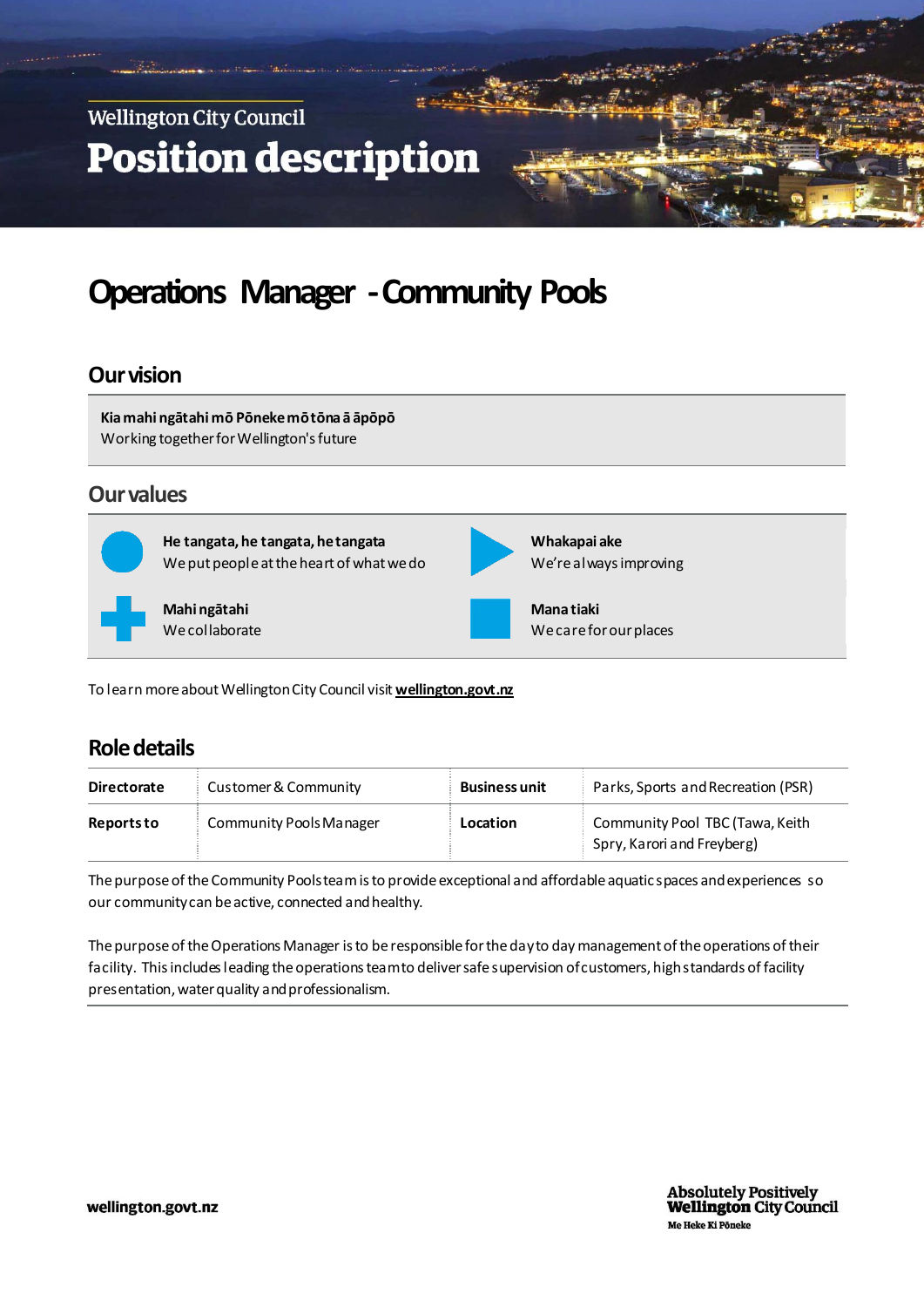Wellington City Council

# Position description

# Operations Manager - Community Pools

## Our vision

**Kia mahi ngātahi mō Pōneke mō tōna ā āpōpō**
Working together for Wellington's future

## Our values

**He tangata, he tangata, he tangata**
We put people at the heart of what we do

**Whakapai ake**
We're always improving

**Mahi ngātahi**
We collaborate

**Mana tiaki**
We care for our places

To learn more about Wellington City Council visit **wellington.govt.nz**

## Role details

| | | | |
|---|---|---|---|
| **Directorate** | Customer & Community | **Business unit** | Parks, Sports and Recreation (PSR) |
| **Reports to** | Community Pools Manager | **Location** | Community Pool TBC (Tawa, Keith Spry, Karori and Freyberg) |

The purpose of the Community Pools team is to provide exceptional and affordable aquatic spaces and experiences so our community can be active, connected and healthy.

The purpose of the Operations Manager is to be responsible for the day to day management of the operations of their facility. This includes leading the operations team to deliver safe supervision of customers, high standards of facility presentation, water quality and professionalism.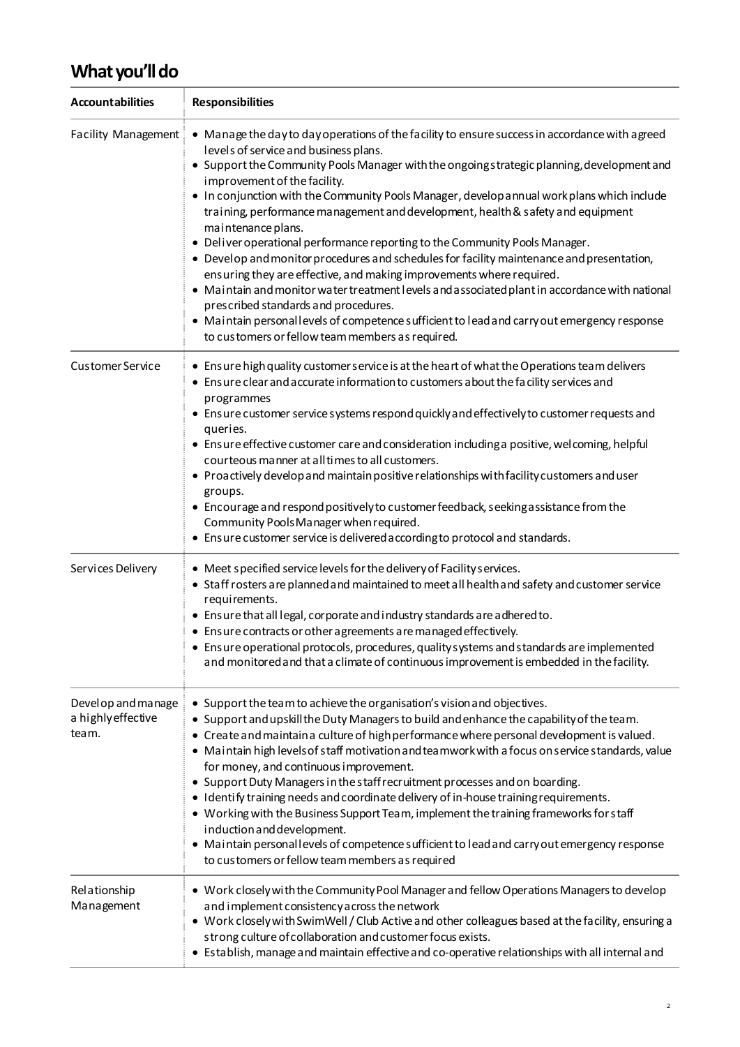## What you'll do

| Accountabilities | Responsibilities |
|---|---|
| Facility Management | • Manage the day to day operations of the facility to ensure success in accordance with agreed levels of service and business plans.<br>• Support the Community Pools Manager with the ongoing strategic planning, development and improvement of the facility.<br>• In conjunction with the Community Pools Manager, develop annual work plans which include training, performance management and development, health & safety and equipment maintenance plans.<br>• Deliver operational performance reporting to the Community Pools Manager.<br>• Develop and monitor procedures and schedules for facility maintenance and presentation, ensuring they are effective, and making improvements where required.<br>• Maintain and monitor water treatment levels and associated plant in accordance with national prescribed standards and procedures.<br>• Maintain personal levels of competence sufficient to lead and carry out emergency response to customers or fellow team members as required. |
| Customer Service | • Ensure high quality customer service is at the heart of what the Operations team delivers<br>• Ensure clear and accurate information to customers about the facility services and programmes<br>• Ensure customer service systems respond quickly and effectively to customer requests and queries.<br>• Ensure effective customer care and consideration including a positive, welcoming, helpful courteous manner at all times to all customers.<br>• Proactively develop and maintain positive relationships with facility customers and user groups.<br>• Encourage and respond positively to customer feedback, seeking assistance from the Community Pools Manager when required.<br>• Ensure customer service is delivered according to protocol and standards. |
| Services Delivery | • Meet specified service levels for the delivery of Facility services.<br>• Staff rosters are planned and maintained to meet all health and safety and customer service requirements.<br>• Ensure that all legal, corporate and industry standards are adhered to.<br>• Ensure contracts or other agreements are managed effectively.<br>• Ensure operational protocols, procedures, quality systems and standards are implemented and monitored and that a climate of continuous improvement is embedded in the facility. |
| Develop and manage a highly effective team. | • Support the team to achieve the organisation's vision and objectives.<br>• Support and upskill the Duty Managers to build and enhance the capability of the team.<br>• Create and maintain a culture of high performance where personal development is valued.<br>• Maintain high levels of staff motivation and teamwork with a focus on service standards, value for money, and continuous improvement.<br>• Support Duty Managers in the staff recruitment processes and on boarding.<br>• Identify training needs and coordinate delivery of in-house training requirements.<br>• Working with the Business Support Team, implement the training frameworks for staff induction and development.<br>• Maintain personal levels of competence sufficient to lead and carry out emergency response to customers or fellow team members as required |
| Relationship Management | • Work closely with the Community Pool Manager and fellow Operations Managers to develop and implement consistency across the network<br>• Work closely with SwimWell / Club Active and other colleagues based at the facility, ensuring a strong culture of collaboration and customer focus exists.<br>• Establish, manage and maintain effective and co-operative relationships with all internal and |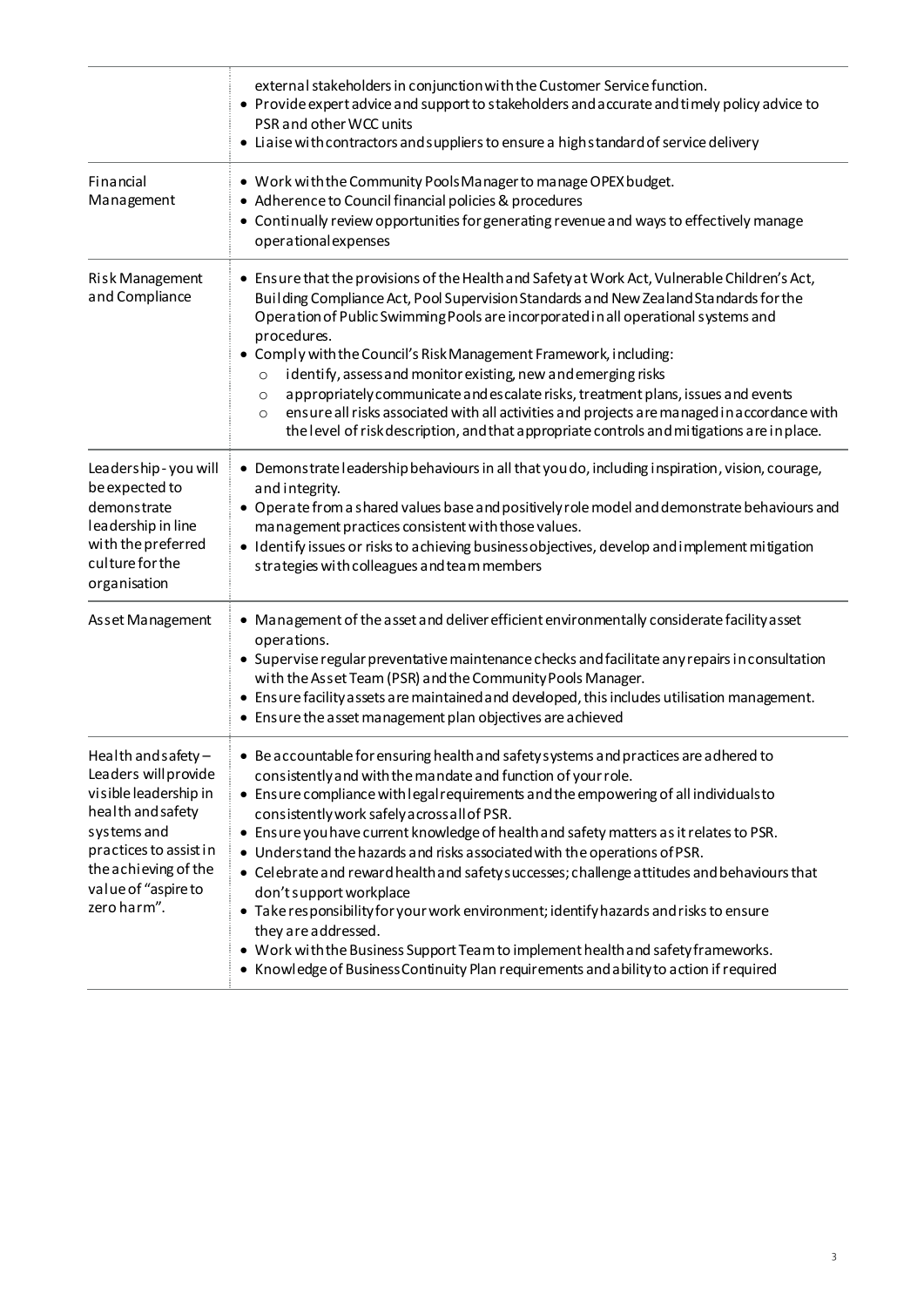| | |
|---|---|
| | external stakeholders in conjunction with the Customer Service function.<br>• Provide expert advice and support to stakeholders and accurate and timely policy advice to PSR and other WCC units<br>• Liaise with contractors and suppliers to ensure a high standard of service delivery |
| Financial Management | • Work with the Community Pools Manager to manage OPEX budget.<br>• Adherence to Council financial policies & procedures<br>• Continually review opportunities for generating revenue and ways to effectively manage operational expenses |
| Risk Management and Compliance | • Ensure that the provisions of the Health and Safety at Work Act, Vulnerable Children's Act, Building Compliance Act, Pool Supervision Standards and New Zealand Standards for the Operation of Public Swimming Pools are incorporated in all operational systems and procedures.<br>• Comply with the Council's Risk Management Framework, including:<br>&nbsp;&nbsp;&nbsp;&nbsp;o identify, assess and monitor existing, new and emerging risks<br>&nbsp;&nbsp;&nbsp;&nbsp;o appropriately communicate and escalate risks, treatment plans, issues and events<br>&nbsp;&nbsp;&nbsp;&nbsp;o ensure all risks associated with all activities and projects are managed in accordance with the level of risk description, and that appropriate controls and mitigations are in place. |
| Leadership - you will be expected to demonstrate leadership in line with the preferred culture for the organisation | • Demonstrate leadership behaviours in all that you do, including inspiration, vision, courage, and integrity.<br>• Operate from a shared values base and positively role model and demonstrate behaviours and management practices consistent with those values.<br>• Identify issues or risks to achieving business objectives, develop and implement mitigation strategies with colleagues and team members |
| Asset Management | • Management of the asset and deliver efficient environmentally considerate facility asset operations.<br>• Supervise regular preventative maintenance checks and facilitate any repairs in consultation with the Asset Team (PSR) and the Community Pools Manager.<br>• Ensure facility assets are maintained and developed, this includes utilisation management.<br>• Ensure the asset management plan objectives are achieved |
| Health and safety – Leaders will provide visible leadership in health and safety systems and practices to assist in the achieving of the value of "aspire to zero harm". | • Be accountable for ensuring health and safety systems and practices are adhered to consistently and with the mandate and function of your role.<br>• Ensure compliance with legal requirements and the empowering of all individuals to consistently work safely across all of PSR.<br>• Ensure you have current knowledge of health and safety matters as it relates to PSR.<br>• Understand the hazards and risks associated with the operations of PSR.<br>• Celebrate and reward health and safety successes; challenge attitudes and behaviours that don't support workplace<br>• Take responsibility for your work environment; identify hazards and risks to ensure they are addressed.<br>• Work with the Business Support Team to implement health and safety frameworks.<br>• Knowledge of Business Continuity Plan requirements and ability to action if required |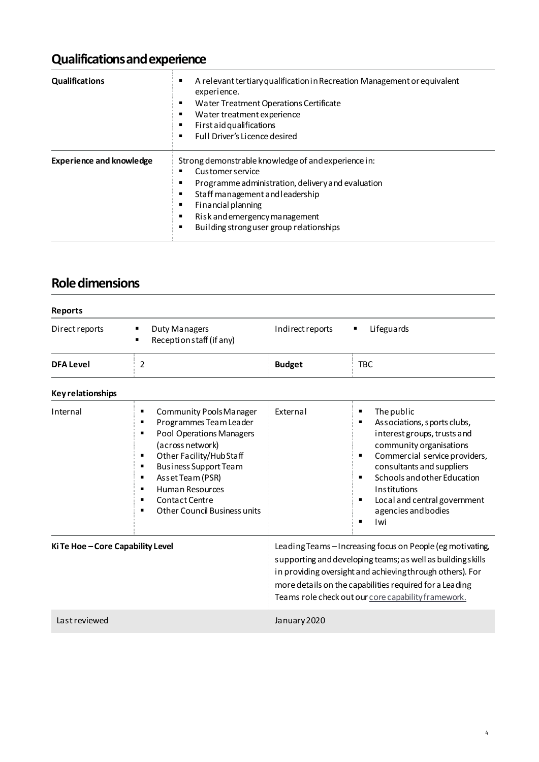## Qualifications and experience

| | |
|---|---|
| **Qualifications** | ▪ A relevant tertiary qualification in Recreation Management or equivalent experience.<br>▪ Water Treatment Operations Certificate<br>▪ Water treatment experience<br>▪ First aid qualifications<br>▪ Full Driver's Licence desired |
| **Experience and knowledge** | Strong demonstrable knowledge of and experience in:<br>▪ Customer service<br>▪ Programme administration, delivery and evaluation<br>▪ Staff management and leadership<br>▪ Financial planning<br>▪ Risk and emergency management<br>▪ Building strong user group relationships |

## Role dimensions

**Reports**

| | | | |
|---|---|---|---|
| Direct reports | ▪ Duty Managers<br>▪ Reception staff (if any) | Indirect reports | ▪ Lifeguards |
| **DFA Level** | 2 | **Budget** | TBC |

**Key relationships**

| | | | |
|---|---|---|---|
| Internal | ▪ Community Pools Manager<br>▪ Programmes Team Leader<br>▪ Pool Operations Managers (across network)<br>▪ Other Facility/Hub Staff<br>▪ Business Support Team<br>▪ Asset Team (PSR)<br>▪ Human Resources<br>▪ Contact Centre<br>▪ Other Council Business units | External | ▪ The public<br>▪ Associations, sports clubs, interest groups, trusts and community organisations<br>▪ Commercial service providers, consultants and suppliers<br>▪ Schools and other Education Institutions<br>▪ Local and central government agencies and bodies<br>▪ Iwi |

| | |
|---|---|
| **Ki Te Hoe – Core Capability Level** | Leading Teams – Increasing focus on People (eg motivating, supporting and developing teams; as well as building skills in providing oversight and achieving through others). For more details on the capabilities required for a Leading Teams role check out our core capability framework. |
| Last reviewed | January 2020 |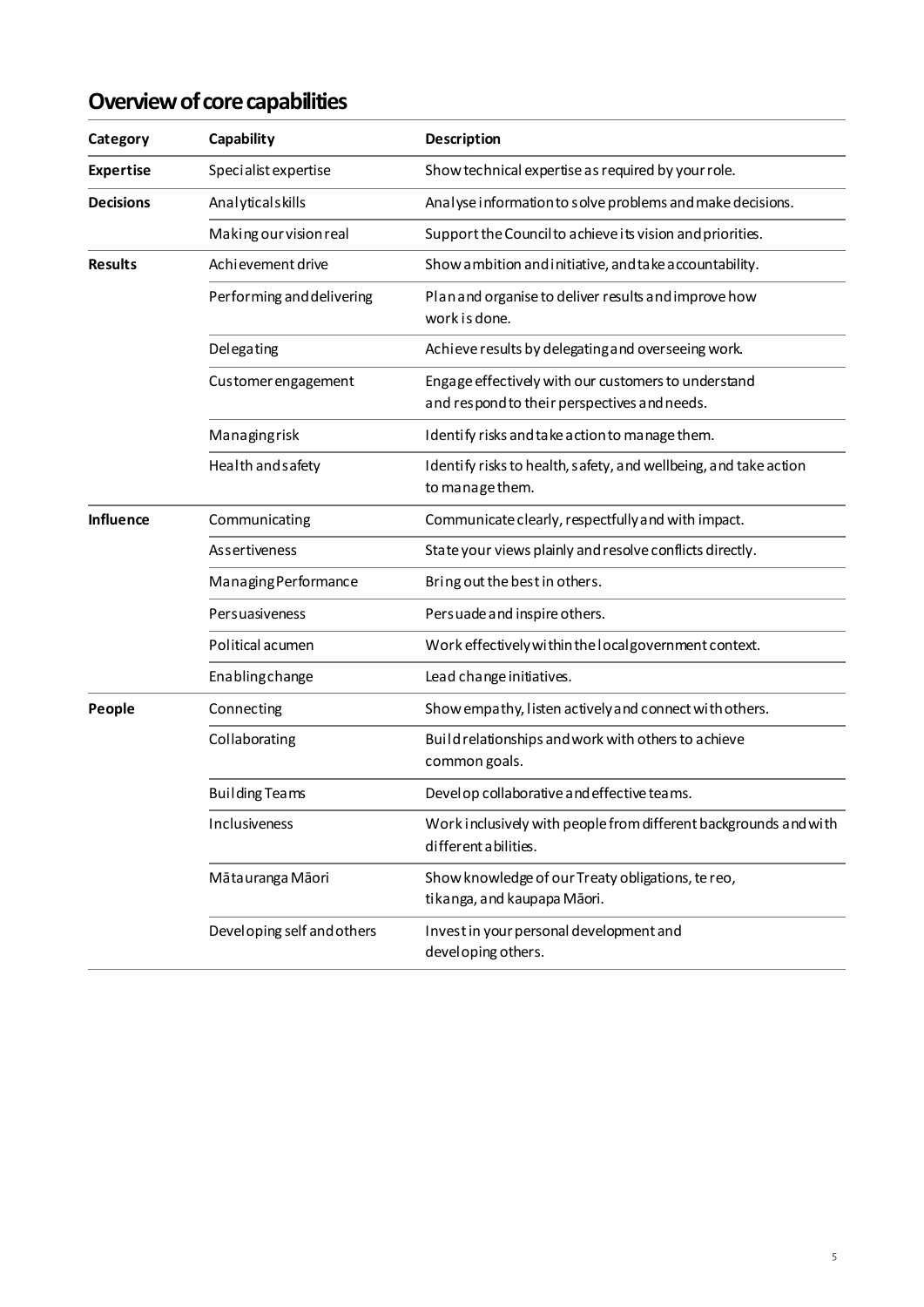## Overview of core capabilities

| Category | Capability | Description |
|---|---|---|
| **Expertise** | Specialist expertise | Show technical expertise as required by your role. |
| **Decisions** | Analytical skills | Analyse information to solve problems and make decisions. |
| | Making our vision real | Support the Council to achieve its vision and priorities. |
| **Results** | Achievement drive | Show ambition and initiative, and take accountability. |
| | Performing and delivering | Plan and organise to deliver results and improve how work is done. |
| | Delegating | Achieve results by delegating and overseeing work. |
| | Customer engagement | Engage effectively with our customers to understand and respond to their perspectives and needs. |
| | Managing risk | Identify risks and take action to manage them. |
| | Health and safety | Identify risks to health, safety, and wellbeing, and take action to manage them. |
| **Influence** | Communicating | Communicate clearly, respectfully and with impact. |
| | Assertiveness | State your views plainly and resolve conflicts directly. |
| | Managing Performance | Bring out the best in others. |
| | Persuasiveness | Persuade and inspire others. |
| | Political acumen | Work effectively within the local government context. |
| | Enabling change | Lead change initiatives. |
| **People** | Connecting | Show empathy, listen actively and connect with others. |
| | Collaborating | Build relationships and work with others to achieve common goals. |
| | Building Teams | Develop collaborative and effective teams. |
| | Inclusiveness | Work inclusively with people from different backgrounds and with different abilities. |
| | Mātauranga Māori | Show knowledge of our Treaty obligations, te reo, tikanga, and kaupapa Māori. |
| | Developing self and others | Invest in your personal development and developing others. |